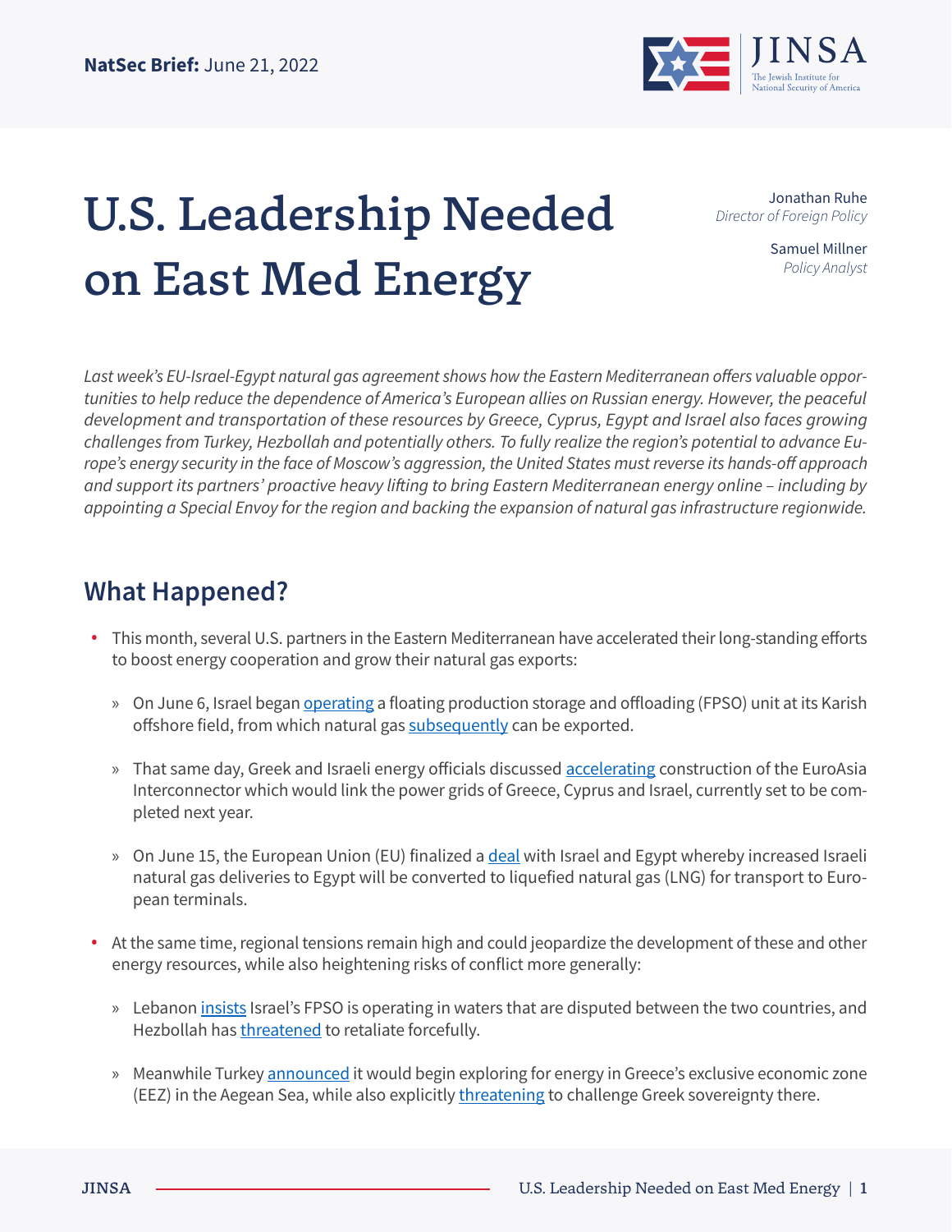**NatSec Brief:** June 21, 2022

# U.S. Leadership Needed on East Med Energy

Jonathan Ruhe
*Director of Foreign Policy*

Samuel Millner
*Policy Analyst*

*Last week's EU-Israel-Egypt natural gas agreement shows how the Eastern Mediterranean offers valuable opportunities to help reduce the dependence of America's European allies on Russian energy. However, the peaceful development and transportation of these resources by Greece, Cyprus, Egypt and Israel also faces growing challenges from Turkey, Hezbollah and potentially others. To fully realize the region's potential to advance Europe's energy security in the face of Moscow's aggression, the United States must reverse its hands-off approach and support its partners' proactive heavy lifting to bring Eastern Mediterranean energy online – including by appointing a Special Envoy for the region and backing the expansion of natural gas infrastructure regionwide.*

## What Happened?

- This month, several U.S. partners in the Eastern Mediterranean have accelerated their long-standing efforts to boost energy cooperation and grow their natural gas exports:
  - On June 6, Israel began operating a floating production storage and offloading (FPSO) unit at its Karish offshore field, from which natural gas subsequently can be exported.
  - That same day, Greek and Israeli energy officials discussed accelerating construction of the EuroAsia Interconnector which would link the power grids of Greece, Cyprus and Israel, currently set to be completed next year.
  - On June 15, the European Union (EU) finalized a deal with Israel and Egypt whereby increased Israeli natural gas deliveries to Egypt will be converted to liquefied natural gas (LNG) for transport to European terminals.
- At the same time, regional tensions remain high and could jeopardize the development of these and other energy resources, while also heightening risks of conflict more generally:
  - Lebanon insists Israel's FPSO is operating in waters that are disputed between the two countries, and Hezbollah has threatened to retaliate forcefully.
  - Meanwhile Turkey announced it would begin exploring for energy in Greece's exclusive economic zone (EEZ) in the Aegean Sea, while also explicitly threatening to challenge Greek sovereignty there.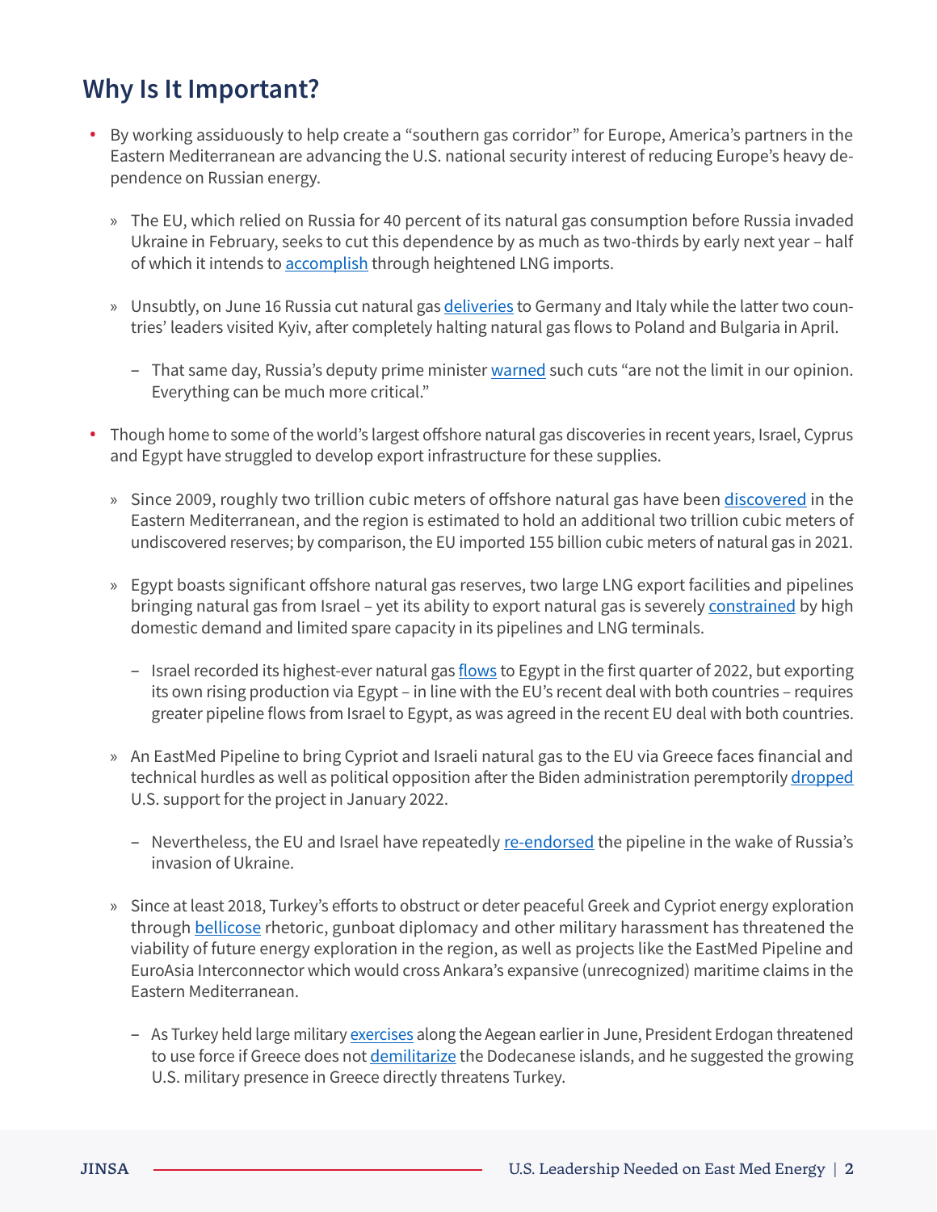## Why Is It Important?

- By working assiduously to help create a "southern gas corridor" for Europe, America's partners in the Eastern Mediterranean are advancing the U.S. national security interest of reducing Europe's heavy dependence on Russian energy.
  - The EU, which relied on Russia for 40 percent of its natural gas consumption before Russia invaded Ukraine in February, seeks to cut this dependence by as much as two-thirds by early next year – half of which it intends to accomplish through heightened LNG imports.
  - Unsubtly, on June 16 Russia cut natural gas deliveries to Germany and Italy while the latter two countries' leaders visited Kyiv, after completely halting natural gas flows to Poland and Bulgaria in April.
    - That same day, Russia's deputy prime minister warned such cuts "are not the limit in our opinion. Everything can be much more critical."
- Though home to some of the world's largest offshore natural gas discoveries in recent years, Israel, Cyprus and Egypt have struggled to develop export infrastructure for these supplies.
  - Since 2009, roughly two trillion cubic meters of offshore natural gas have been discovered in the Eastern Mediterranean, and the region is estimated to hold an additional two trillion cubic meters of undiscovered reserves; by comparison, the EU imported 155 billion cubic meters of natural gas in 2021.
  - Egypt boasts significant offshore natural gas reserves, two large LNG export facilities and pipelines bringing natural gas from Israel – yet its ability to export natural gas is severely constrained by high domestic demand and limited spare capacity in its pipelines and LNG terminals.
    - Israel recorded its highest-ever natural gas flows to Egypt in the first quarter of 2022, but exporting its own rising production via Egypt – in line with the EU's recent deal with both countries – requires greater pipeline flows from Israel to Egypt, as was agreed in the recent EU deal with both countries.
  - An EastMed Pipeline to bring Cypriot and Israeli natural gas to the EU via Greece faces financial and technical hurdles as well as political opposition after the Biden administration peremptorily dropped U.S. support for the project in January 2022.
    - Nevertheless, the EU and Israel have repeatedly re-endorsed the pipeline in the wake of Russia's invasion of Ukraine.
  - Since at least 2018, Turkey's efforts to obstruct or deter peaceful Greek and Cypriot energy exploration through bellicose rhetoric, gunboat diplomacy and other military harassment has threatened the viability of future energy exploration in the region, as well as projects like the EastMed Pipeline and EuroAsia Interconnector which would cross Ankara's expansive (unrecognized) maritime claims in the Eastern Mediterranean.
    - As Turkey held large military exercises along the Aegean earlier in June, President Erdogan threatened to use force if Greece does not demilitarize the Dodecanese islands, and he suggested the growing U.S. military presence in Greece directly threatens Turkey.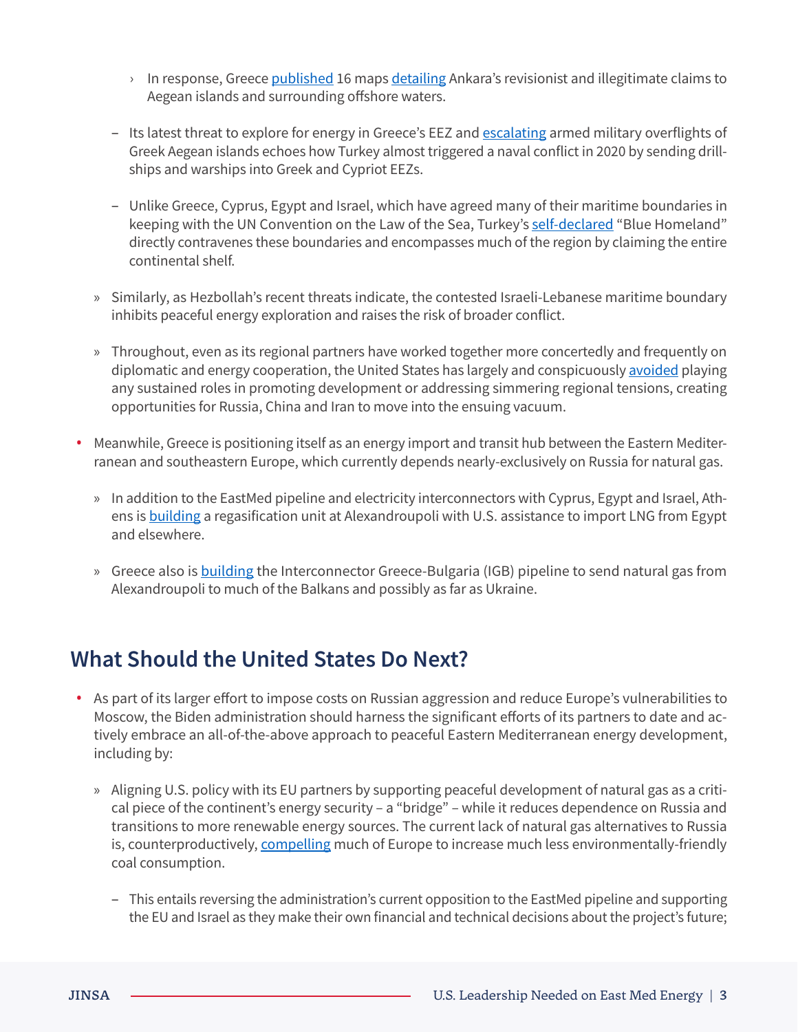- In response, Greece published 16 maps detailing Ankara's revisionist and illegitimate claims to Aegean islands and surrounding offshore waters.

  - Its latest threat to explore for energy in Greece's EEZ and escalating armed military overflights of Greek Aegean islands echoes how Turkey almost triggered a naval conflict in 2020 by sending drillships and warships into Greek and Cypriot EEZs.

  - Unlike Greece, Cyprus, Egypt and Israel, which have agreed many of their maritime boundaries in keeping with the UN Convention on the Law of the Sea, Turkey's self-declared "Blue Homeland" directly contravenes these boundaries and encompasses much of the region by claiming the entire continental shelf.

- Similarly, as Hezbollah's recent threats indicate, the contested Israeli-Lebanese maritime boundary inhibits peaceful energy exploration and raises the risk of broader conflict.

- Throughout, even as its regional partners have worked together more concertedly and frequently on diplomatic and energy cooperation, the United States has largely and conspicuously avoided playing any sustained roles in promoting development or addressing simmering regional tensions, creating opportunities for Russia, China and Iran to move into the ensuing vacuum.

- Meanwhile, Greece is positioning itself as an energy import and transit hub between the Eastern Mediterranean and southeastern Europe, which currently depends nearly-exclusively on Russia for natural gas.

  - In addition to the EastMed pipeline and electricity interconnectors with Cyprus, Egypt and Israel, Athens is building a regasification unit at Alexandroupoli with U.S. assistance to import LNG from Egypt and elsewhere.

  - Greece also is building the Interconnector Greece-Bulgaria (IGB) pipeline to send natural gas from Alexandroupoli to much of the Balkans and possibly as far as Ukraine.

## What Should the United States Do Next?

- As part of its larger effort to impose costs on Russian aggression and reduce Europe's vulnerabilities to Moscow, the Biden administration should harness the significant efforts of its partners to date and actively embrace an all-of-the-above approach to peaceful Eastern Mediterranean energy development, including by:

  - Aligning U.S. policy with its EU partners by supporting peaceful development of natural gas as a critical piece of the continent's energy security – a "bridge" – while it reduces dependence on Russia and transitions to more renewable energy sources. The current lack of natural gas alternatives to Russia is, counterproductively, compelling much of Europe to increase much less environmentally-friendly coal consumption.

    - This entails reversing the administration's current opposition to the EastMed pipeline and supporting the EU and Israel as they make their own financial and technical decisions about the project's future;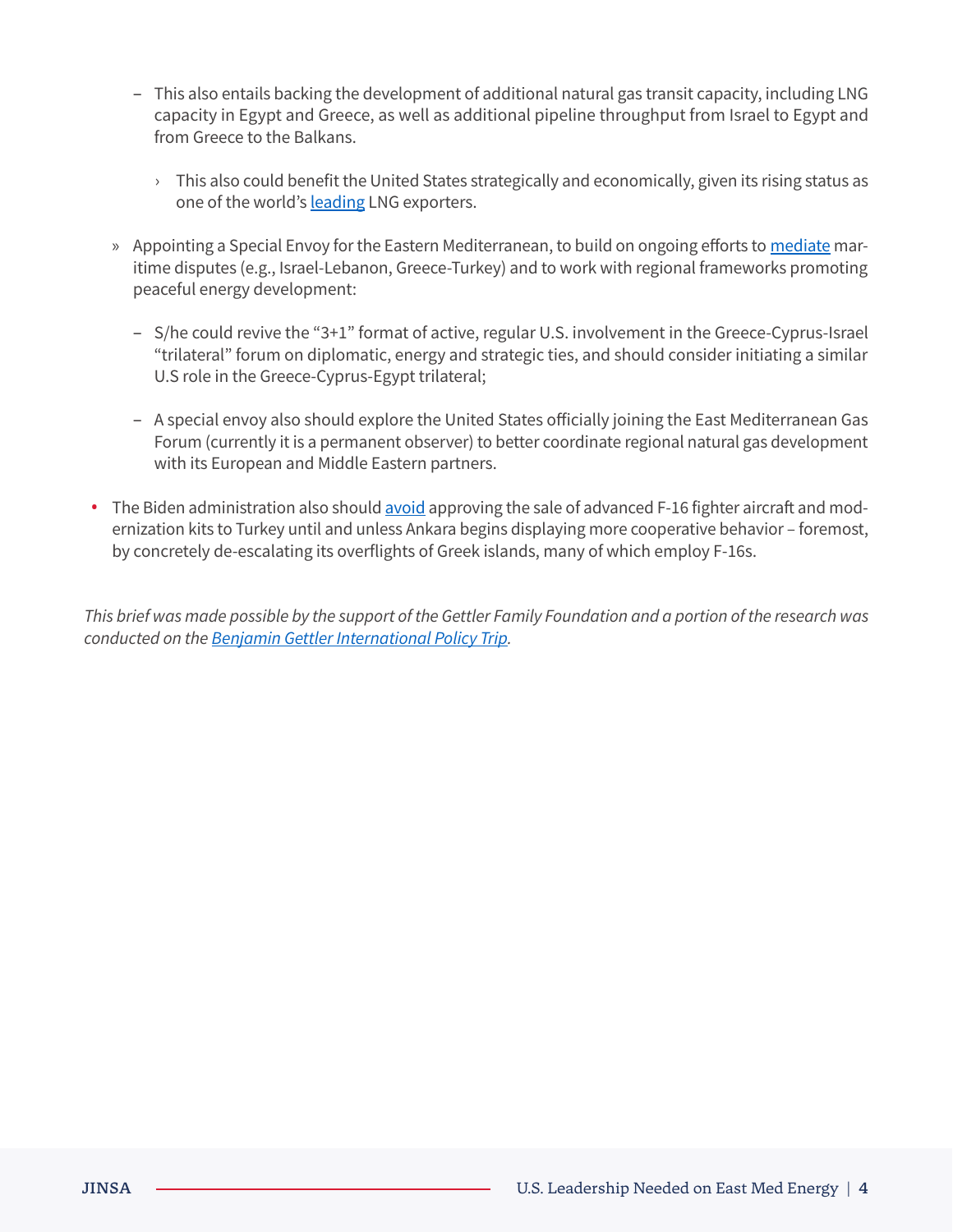- This also entails backing the development of additional natural gas transit capacity, including LNG capacity in Egypt and Greece, as well as additional pipeline throughput from Israel to Egypt and from Greece to the Balkans.
        - This also could benefit the United States strategically and economically, given its rising status as one of the world's [leading]() LNG exporters.
    - Appointing a Special Envoy for the Eastern Mediterranean, to build on ongoing efforts to [mediate]() maritime disputes (e.g., Israel-Lebanon, Greece-Turkey) and to work with regional frameworks promoting peaceful energy development:
      - S/he could revive the "3+1" format of active, regular U.S. involvement in the Greece-Cyprus-Israel "trilateral" forum on diplomatic, energy and strategic ties, and should consider initiating a similar U.S role in the Greece-Cyprus-Egypt trilateral;
      - A special envoy also should explore the United States officially joining the East Mediterranean Gas Forum (currently it is a permanent observer) to better coordinate regional natural gas development with its European and Middle Eastern partners.
- The Biden administration also should [avoid]() approving the sale of advanced F-16 fighter aircraft and modernization kits to Turkey until and unless Ankara begins displaying more cooperative behavior – foremost, by concretely de-escalating its overflights of Greek islands, many of which employ F-16s.

*This brief was made possible by the support of the Gettler Family Foundation and a portion of the research was conducted on the [Benjamin Gettler International Policy Trip]().*